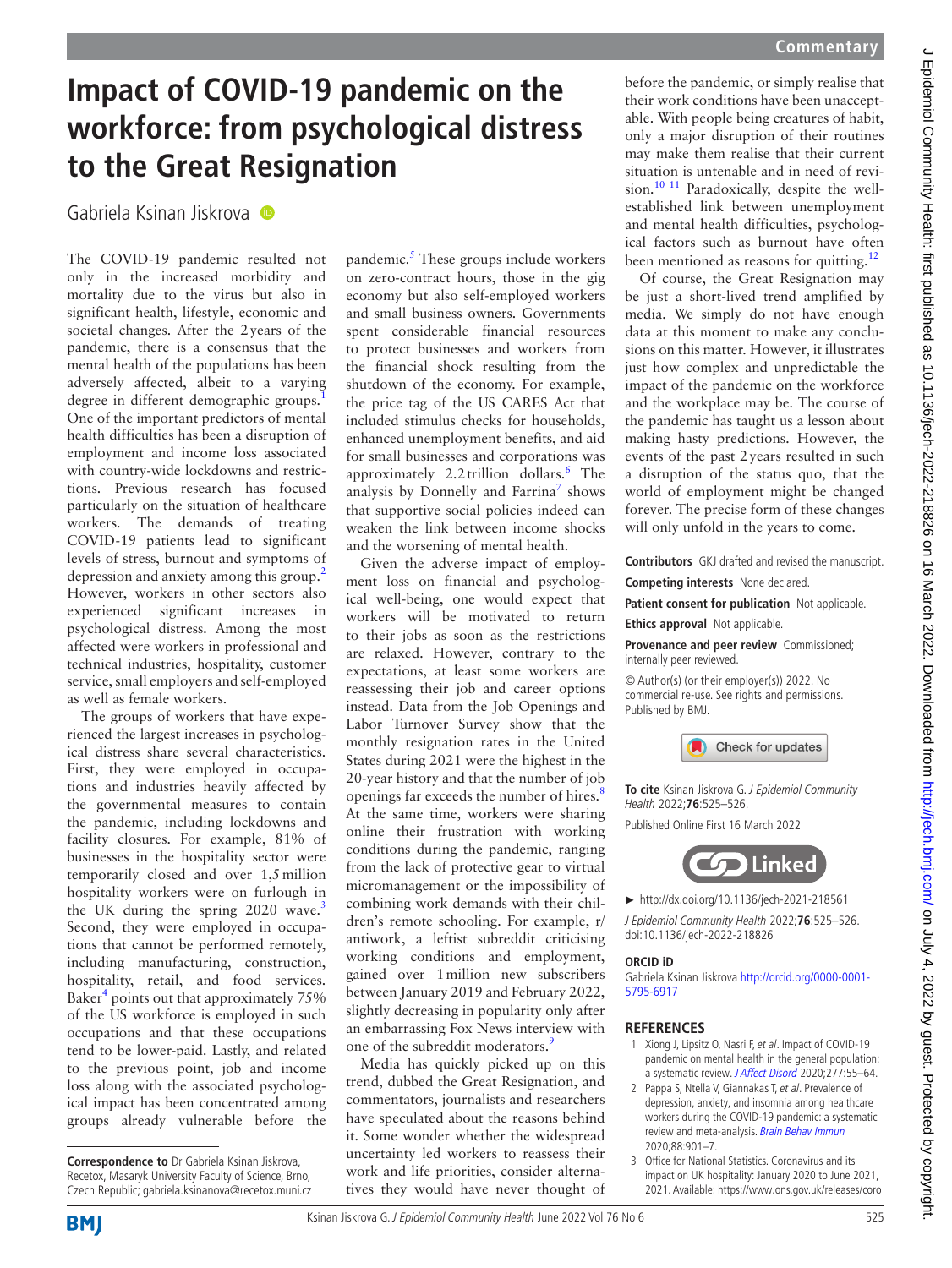# Impact of COVID-19 pandemic on the workforce: from psychological distress to the Great Resignation

Gabriela Ksinan Jiskrova

The COVID-19 pandemic resulted not only in the increased morbidity and mortality due to the virus but also in significant health, lifestyle, economic and societal changes. After the 2 years of the pandemic, there is a consensus that the mental health of the populations has been adversely affected, albeit to a varying degree in different demographic groups.[1] One of the important predictors of mental health difficulties has been a disruption of employment and income loss associated with country-wide lockdowns and restrictions. Previous research has focused particularly on the situation of healthcare workers. The demands of treating COVID-19 patients lead to significant levels of stress, burnout and symptoms of depression and anxiety among this group.[2] However, workers in other sectors also experienced significant increases in psychological distress. Among the most affected were workers in professional and technical industries, hospitality, customer service, small employers and self-employed as well as female workers.

The groups of workers that have experienced the largest increases in psychological distress share several characteristics. First, they were employed in occupations and industries heavily affected by the governmental measures to contain the pandemic, including lockdowns and facility closures. For example, 81% of businesses in the hospitality sector were temporarily closed and over 1,5 million hospitality workers were on furlough in the UK during the spring 2020 wave.[3] Second, they were employed in occupations that cannot be performed remotely, including manufacturing, construction, hospitality, retail, and food services. Baker[4] points out that approximately 75% of the US workforce is employed in such occupations and that these occupations tend to be lower-paid. Lastly, and related to the previous point, job and income loss along with the associated psychological impact has been concentrated among groups already vulnerable before the pandemic.[5] These groups include workers on zero-contract hours, those in the gig economy but also self-employed workers and small business owners. Governments spent considerable financial resources to protect businesses and workers from the financial shock resulting from the shutdown of the economy. For example, the price tag of the US CARES Act that included stimulus checks for households, enhanced unemployment benefits, and aid for small businesses and corporations was approximately 2.2 trillion dollars.[6] The analysis by Donnelly and Farrina[7] shows that supportive social policies indeed can weaken the link between income shocks and the worsening of mental health.

Given the adverse impact of employment loss on financial and psychological well-being, one would expect that workers will be motivated to return to their jobs as soon as the restrictions are relaxed. However, contrary to the expectations, at least some workers are reassessing their job and career options instead. Data from the Job Openings and Labor Turnover Survey show that the monthly resignation rates in the United States during 2021 were the highest in the 20-year history and that the number of job openings far exceeds the number of hires.[8] At the same time, workers were sharing online their frustration with working conditions during the pandemic, ranging from the lack of protective gear to virtual micromanagement or the impossibility of combining work demands with their children's remote schooling. For example, r/antiwork, a leftist subreddit criticising working conditions and employment, gained over 1 million new subscribers between January 2019 and February 2022, slightly decreasing in popularity only after an embarrassing Fox News interview with one of the subreddit moderators.[9]

Media has quickly picked up on this trend, dubbed the Great Resignation, and commentators, journalists and researchers have speculated about the reasons behind it. Some wonder whether the widespread uncertainty led workers to reassess their work and life priorities, consider alternatives they would have never thought of before the pandemic, or simply realise that their work conditions have been unacceptable. With people being creatures of habit, only a major disruption of their routines may make them realise that their current situation is untenable and in need of revision.[10,11] Paradoxically, despite the well-established link between unemployment and mental health difficulties, psychological factors such as burnout have often been mentioned as reasons for quitting.[12]

Of course, the Great Resignation may be just a short-lived trend amplified by media. We simply do not have enough data at this moment to make any conclusions on this matter. However, it illustrates just how complex and unpredictable the impact of the pandemic on the workforce and the workplace may be. The course of the pandemic has taught us a lesson about making hasty predictions. However, the events of the past 2 years resulted in such a disruption of the status quo, that the world of employment might be changed forever. The precise form of these changes will only unfold in the years to come.

**Correspondence to** Dr Gabriela Ksinan Jiskrova, Recetox, Masaryk University Faculty of Science, Brno, Czech Republic; gabriela.ksinanova@recetox.muni.cz

**Contributors** GKJ drafted and revised the manuscript.

**Competing interests** None declared.

**Patient consent for publication** Not applicable.

**Ethics approval** Not applicable.

**Provenance and peer review** Commissioned; internally peer reviewed.

© Author(s) (or their employer(s)) 2022. No commercial re-use. See rights and permissions. Published by BMJ.

**To cite** Ksinan Jiskrova G. *J Epidemiol Community Health* 2022;**76**:525–526.

Published Online First 16 March 2022

► http://dx.doi.org/10.1136/jech-2021-218561

*J Epidemiol Community Health* 2022;**76**:525–526. doi:10.1136/jech-2022-218826

**ORCID iD**

Gabriela Ksinan Jiskrova http://orcid.org/0000-0001-5795-6917

## REFERENCES

1. Xiong J, Lipsitz O, Nasri F, *et al*. Impact of COVID-19 pandemic on mental health in the general population: a systematic review. *J Affect Disord* 2020;277:55–64.
2. Pappa S, Ntella V, Giannakas T, *et al*. Prevalence of depression, anxiety, and insomnia among healthcare workers during the COVID-19 pandemic: a systematic review and meta-analysis. *Brain Behav Immun* 2020;88:901–7.
3. Office for National Statistics. Coronavirus and its impact on UK hospitality: January 2020 to June 2021, 2021. Available: https://www.ons.gov.uk/releases/coro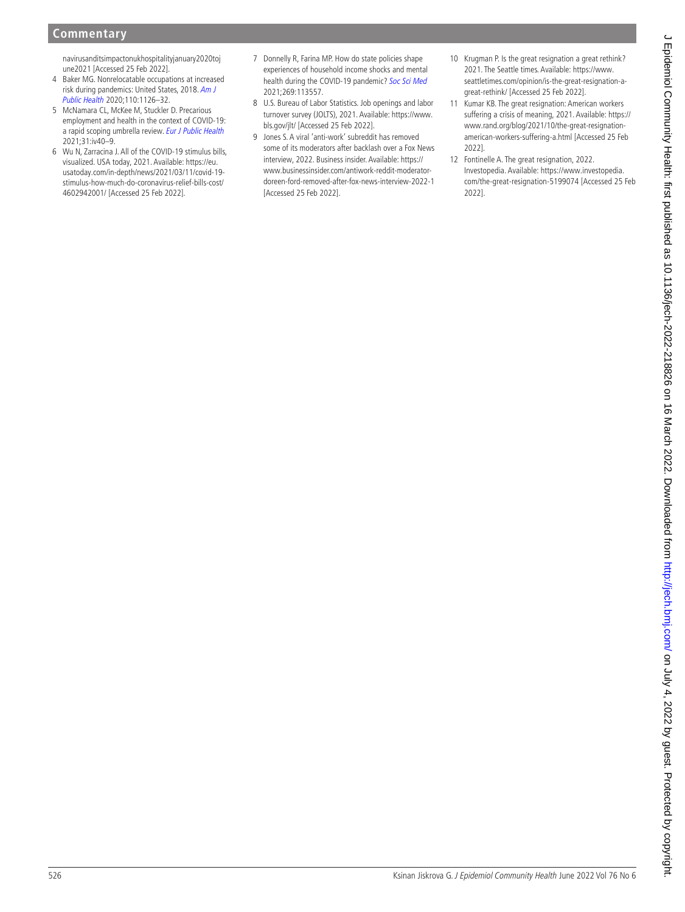navirusanditsimpactonukhospitalityjanuary2020toj une2021 [Accessed 25 Feb 2022].

4 Baker MG. Nonrelocatable occupations at increased risk during pandemics: United States, 2018. *Am J Public Health* 2020;110:1126–32.

5 McNamara CL, McKee M, Stuckler D. Precarious employment and health in the context of COVID-19: a rapid scoping umbrella review. *Eur J Public Health* 2021;31:iv40–9.

6 Wu N, Zarracina J. All of the COVID-19 stimulus bills, visualized. USA today, 2021. Available: https://eu.usatoday.com/in-depth/news/2021/03/11/covid-19-stimulus-how-much-do-coronavirus-relief-bills-cost/4602942001/ [Accessed 25 Feb 2022].

7 Donnelly R, Farina MP. How do state policies shape experiences of household income shocks and mental health during the COVID-19 pandemic? *Soc Sci Med* 2021;269:113557.

8 U.S. Bureau of Labor Statistics. Job openings and labor turnover survey (JOLTS), 2021. Available: https://www.bls.gov/jlt/ [Accessed 25 Feb 2022].

9 Jones S. A viral 'anti-work' subreddit has removed some of its moderators after backlash over a Fox News interview, 2022. Business insider. Available: https://www.businessinsider.com/antiwork-reddit-moderator-doreen-ford-removed-after-fox-news-interview-2022-1 [Accessed 25 Feb 2022].

10 Krugman P. Is the great resignation a great rethink? 2021. The Seattle times. Available: https://www.seattletimes.com/opinion/is-the-great-resignation-a-great-rethink/ [Accessed 25 Feb 2022].

11 Kumar KB. The great resignation: American workers suffering a crisis of meaning, 2021. Available: https://www.rand.org/blog/2021/10/the-great-resignation-american-workers-suffering-a.html [Accessed 25 Feb 2022].

12 Fontinelle A. The great resignation, 2022. Investopedia. Available: https://www.investopedia.com/the-great-resignation-5199074 [Accessed 25 Feb 2022].